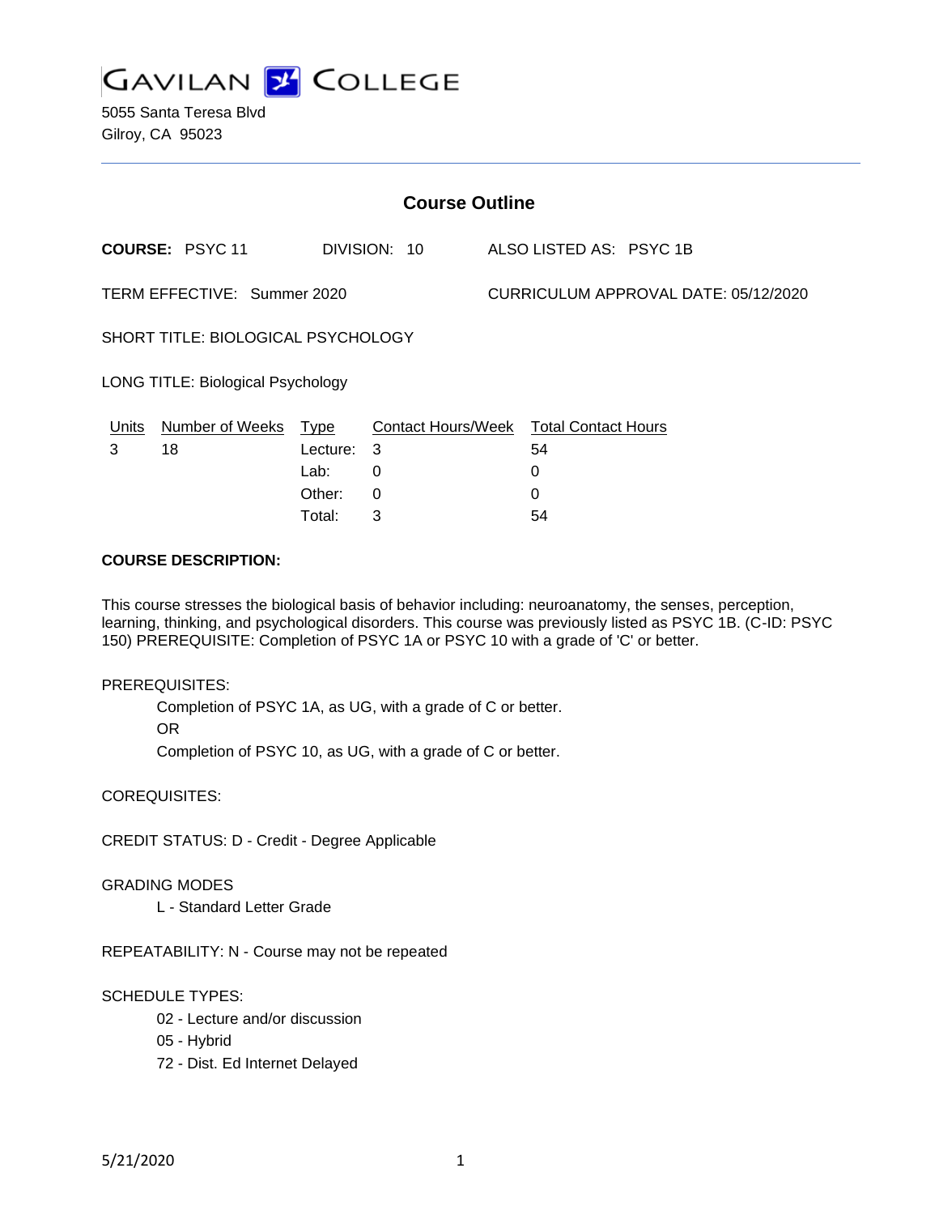# GAVILAN COLLEGE

5055 Santa Teresa Blvd
Gilroy, CA 95023

## Course Outline

**COURSE:** PSYC 11 DIVISION: 10 ALSO LISTED AS: PSYC 1B

TERM EFFECTIVE: Summer 2020 CURRICULUM APPROVAL DATE: 05/12/2020

SHORT TITLE: BIOLOGICAL PSYCHOLOGY

LONG TITLE: Biological Psychology

| Units | Number of Weeks | Type | Contact Hours/Week | Total Contact Hours |
|---|---|---|---|---|
| 3 | 18 | Lecture: | 3 | 54 |
| | | Lab: | 0 | 0 |
| | | Other: | 0 | 0 |
| | | Total: | 3 | 54 |

**COURSE DESCRIPTION:**

This course stresses the biological basis of behavior including: neuroanatomy, the senses, perception, learning, thinking, and psychological disorders. This course was previously listed as PSYC 1B. (C-ID: PSYC 150) PREREQUISITE: Completion of PSYC 1A or PSYC 10 with a grade of 'C' or better.

PREREQUISITES:

Completion of PSYC 1A, as UG, with a grade of C or better.
OR
Completion of PSYC 10, as UG, with a grade of C or better.

COREQUISITES:

CREDIT STATUS: D - Credit - Degree Applicable

GRADING MODES

L - Standard Letter Grade

REPEATABILITY: N - Course may not be repeated

SCHEDULE TYPES:

02 - Lecture and/or discussion
05 - Hybrid
72 - Dist. Ed Internet Delayed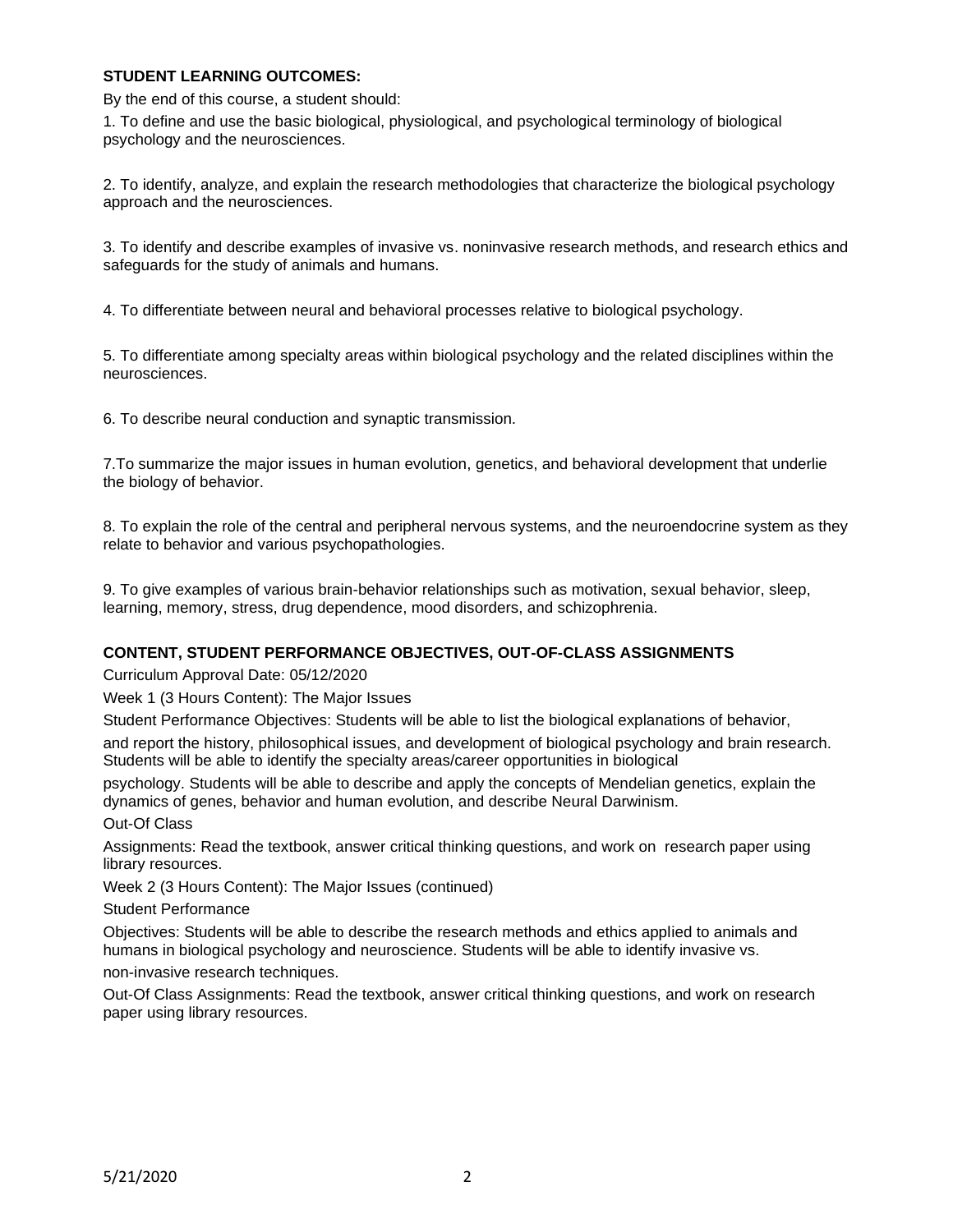**STUDENT LEARNING OUTCOMES:**

By the end of this course, a student should:

1. To define and use the basic biological, physiological, and psychological terminology of biological psychology and the neurosciences.

2. To identify, analyze, and explain the research methodologies that characterize the biological psychology approach and the neurosciences.

3. To identify and describe examples of invasive vs. noninvasive research methods, and research ethics and safeguards for the study of animals and humans.

4. To differentiate between neural and behavioral processes relative to biological psychology.

5. To differentiate among specialty areas within biological psychology and the related disciplines within the neurosciences.

6. To describe neural conduction and synaptic transmission.

7.To summarize the major issues in human evolution, genetics, and behavioral development that underlie the biology of behavior.

8. To explain the role of the central and peripheral nervous systems, and the neuroendocrine system as they relate to behavior and various psychopathologies.

9. To give examples of various brain-behavior relationships such as motivation, sexual behavior, sleep, learning, memory, stress, drug dependence, mood disorders, and schizophrenia.

**CONTENT, STUDENT PERFORMANCE OBJECTIVES, OUT-OF-CLASS ASSIGNMENTS**

Curriculum Approval Date: 05/12/2020

Week 1 (3 Hours Content): The Major Issues

Student Performance Objectives: Students will be able to list the biological explanations of behavior, and report the history, philosophical issues, and development of biological psychology and brain research. Students will be able to identify the specialty areas/career opportunities in biological psychology. Students will be able to describe and apply the concepts of Mendelian genetics, explain the dynamics of genes, behavior and human evolution, and describe Neural Darwinism.

Out-Of Class Assignments: Read the textbook, answer critical thinking questions, and work on research paper using library resources.

Week 2 (3 Hours Content): The Major Issues (continued)

Student Performance Objectives: Students will be able to describe the research methods and ethics applied to animals and humans in biological psychology and neuroscience. Students will be able to identify invasive vs. non-invasive research techniques.

Out-Of Class Assignments: Read the textbook, answer critical thinking questions, and work on research paper using library resources.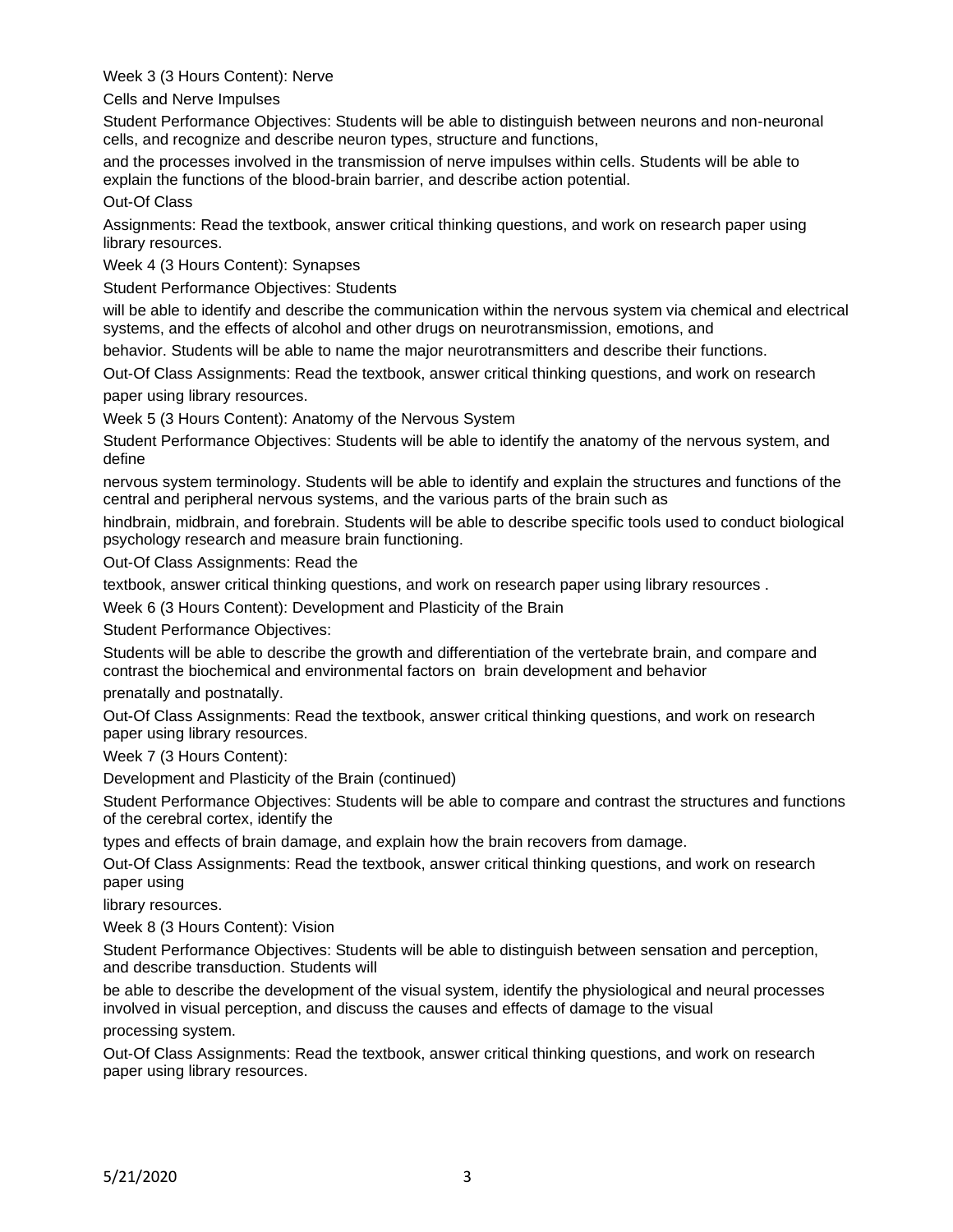Week 3 (3 Hours Content): Nerve Cells and Nerve Impulses

Student Performance Objectives: Students will be able to distinguish between neurons and non-neuronal cells, and recognize and describe neuron types, structure and functions, and the processes involved in the transmission of nerve impulses within cells. Students will be able to explain the functions of the blood-brain barrier, and describe action potential.

Out-Of Class Assignments: Read the textbook, answer critical thinking questions, and work on research paper using library resources.

Week 4 (3 Hours Content): Synapses

Student Performance Objectives: Students will be able to identify and describe the communication within the nervous system via chemical and electrical systems, and the effects of alcohol and other drugs on neurotransmission, emotions, and behavior. Students will be able to name the major neurotransmitters and describe their functions.

Out-Of Class Assignments: Read the textbook, answer critical thinking questions, and work on research paper using library resources.

Week 5 (3 Hours Content): Anatomy of the Nervous System

Student Performance Objectives: Students will be able to identify the anatomy of the nervous system, and define nervous system terminology. Students will be able to identify and explain the structures and functions of the central and peripheral nervous systems, and the various parts of the brain such as hindbrain, midbrain, and forebrain. Students will be able to describe specific tools used to conduct biological psychology research and measure brain functioning.

Out-Of Class Assignments: Read the textbook, answer critical thinking questions, and work on research paper using library resources .

Week 6 (3 Hours Content): Development and Plasticity of the Brain

Student Performance Objectives: Students will be able to describe the growth and differentiation of the vertebrate brain, and compare and contrast the biochemical and environmental factors on brain development and behavior prenatally and postnatally.

Out-Of Class Assignments: Read the textbook, answer critical thinking questions, and work on research paper using library resources.

Week 7 (3 Hours Content): Development and Plasticity of the Brain (continued)

Student Performance Objectives: Students will be able to compare and contrast the structures and functions of the cerebral cortex, identify the types and effects of brain damage, and explain how the brain recovers from damage.

Out-Of Class Assignments: Read the textbook, answer critical thinking questions, and work on research paper using library resources.

Week 8 (3 Hours Content): Vision

Student Performance Objectives: Students will be able to distinguish between sensation and perception, and describe transduction. Students will be able to describe the development of the visual system, identify the physiological and neural processes involved in visual perception, and discuss the causes and effects of damage to the visual processing system.

Out-Of Class Assignments: Read the textbook, answer critical thinking questions, and work on research paper using library resources.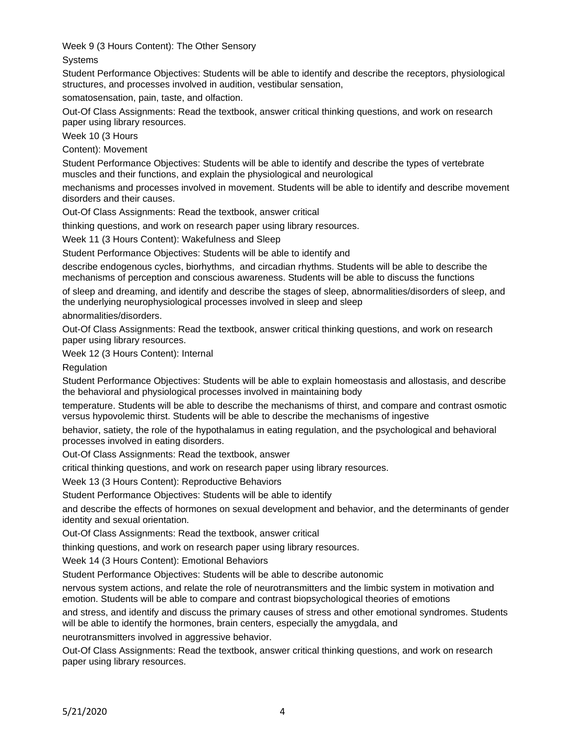Week 9 (3 Hours Content): The Other Sensory Systems

Student Performance Objectives: Students will be able to identify and describe the receptors, physiological structures, and processes involved in audition, vestibular sensation, somatosensation, pain, taste, and olfaction.

Out-Of Class Assignments: Read the textbook, answer critical thinking questions, and work on research paper using library resources.

Week 10 (3 Hours Content): Movement

Student Performance Objectives: Students will be able to identify and describe the types of vertebrate muscles and their functions, and explain the physiological and neurological mechanisms and processes involved in movement. Students will be able to identify and describe movement disorders and their causes.

Out-Of Class Assignments: Read the textbook, answer critical thinking questions, and work on research paper using library resources.

Week 11 (3 Hours Content): Wakefulness and Sleep

Student Performance Objectives: Students will be able to identify and describe endogenous cycles, biorhythms, and circadian rhythms. Students will be able to describe the mechanisms of perception and conscious awareness. Students will be able to discuss the functions of sleep and dreaming, and identify and describe the stages of sleep, abnormalities/disorders of sleep, and the underlying neurophysiological processes involved in sleep and sleep abnormalities/disorders.

Out-Of Class Assignments: Read the textbook, answer critical thinking questions, and work on research paper using library resources.

Week 12 (3 Hours Content): Internal Regulation

Student Performance Objectives: Students will be able to explain homeostasis and allostasis, and describe the behavioral and physiological processes involved in maintaining body temperature. Students will be able to describe the mechanisms of thirst, and compare and contrast osmotic versus hypovolemic thirst. Students will be able to describe the mechanisms of ingestive behavior, satiety, the role of the hypothalamus in eating regulation, and the psychological and behavioral processes involved in eating disorders.

Out-Of Class Assignments: Read the textbook, answer critical thinking questions, and work on research paper using library resources.

Week 13 (3 Hours Content): Reproductive Behaviors

Student Performance Objectives: Students will be able to identify and describe the effects of hormones on sexual development and behavior, and the determinants of gender identity and sexual orientation.

Out-Of Class Assignments: Read the textbook, answer critical thinking questions, and work on research paper using library resources.

Week 14 (3 Hours Content): Emotional Behaviors

Student Performance Objectives: Students will be able to describe autonomic nervous system actions, and relate the role of neurotransmitters and the limbic system in motivation and emotion. Students will be able to compare and contrast biopsychological theories of emotions and stress, and identify and discuss the primary causes of stress and other emotional syndromes. Students will be able to identify the hormones, brain centers, especially the amygdala, and neurotransmitters involved in aggressive behavior.

Out-Of Class Assignments: Read the textbook, answer critical thinking questions, and work on research paper using library resources.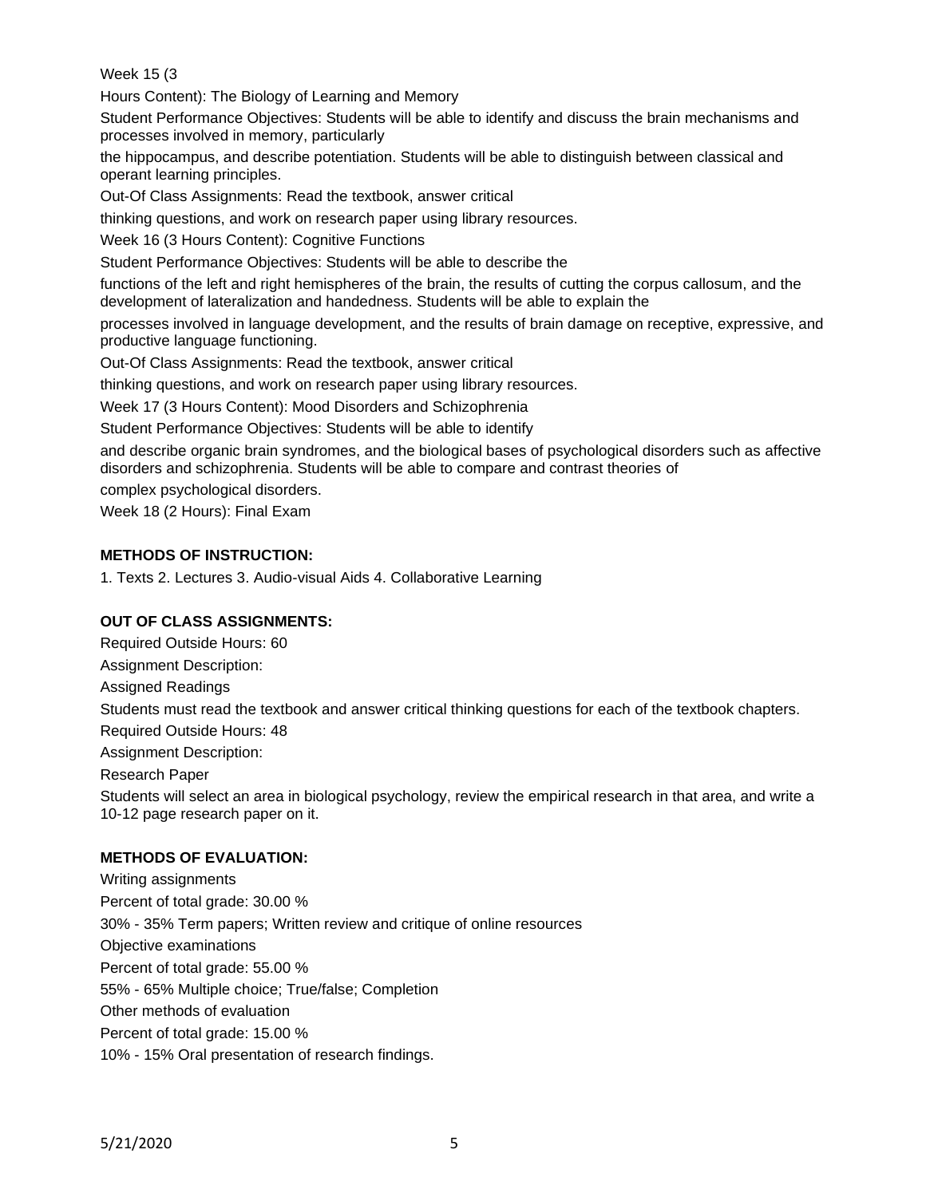Week 15 (3

Hours Content): The Biology of Learning and Memory

Student Performance Objectives: Students will be able to identify and discuss the brain mechanisms and processes involved in memory, particularly

the hippocampus, and describe potentiation. Students will be able to distinguish between classical and operant learning principles.

Out-Of Class Assignments: Read the textbook, answer critical

thinking questions, and work on research paper using library resources.

Week 16 (3 Hours Content): Cognitive Functions

Student Performance Objectives: Students will be able to describe the

functions of the left and right hemispheres of the brain, the results of cutting the corpus callosum, and the development of lateralization and handedness. Students will be able to explain the

processes involved in language development, and the results of brain damage on receptive, expressive, and productive language functioning.

Out-Of Class Assignments: Read the textbook, answer critical

thinking questions, and work on research paper using library resources.

Week 17 (3 Hours Content): Mood Disorders and Schizophrenia

Student Performance Objectives: Students will be able to identify

and describe organic brain syndromes, and the biological bases of psychological disorders such as affective disorders and schizophrenia. Students will be able to compare and contrast theories of

complex psychological disorders.

Week 18 (2 Hours): Final Exam

**METHODS OF INSTRUCTION:**

1. Texts 2. Lectures 3. Audio-visual Aids 4. Collaborative Learning

**OUT OF CLASS ASSIGNMENTS:**

Required Outside Hours: 60

Assignment Description:

Assigned Readings

Students must read the textbook and answer critical thinking questions for each of the textbook chapters.

Required Outside Hours: 48

Assignment Description:

Research Paper

Students will select an area in biological psychology, review the empirical research in that area, and write a 10-12 page research paper on it.

**METHODS OF EVALUATION:**

Writing assignments

Percent of total grade: 30.00 %

30% - 35% Term papers; Written review and critique of online resources

Objective examinations

Percent of total grade: 55.00 %

55% - 65% Multiple choice; True/false; Completion

Other methods of evaluation

Percent of total grade: 15.00 %

10% - 15% Oral presentation of research findings.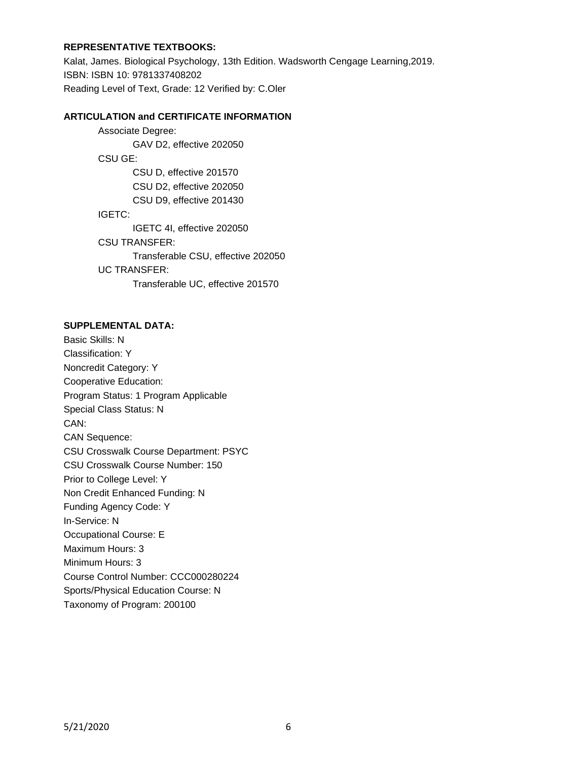**REPRESENTATIVE TEXTBOOKS:**

Kalat, James. Biological Psychology, 13th Edition. Wadsworth Cengage Learning,2019.
ISBN: ISBN 10: 9781337408202
Reading Level of Text, Grade: 12 Verified by: C.Oler

**ARTICULATION and CERTIFICATE INFORMATION**

Associate Degree:
- GAV D2, effective 202050

CSU GE:
- CSU D, effective 201570
- CSU D2, effective 202050
- CSU D9, effective 201430

IGETC:
- IGETC 4I, effective 202050

CSU TRANSFER:
- Transferable CSU, effective 202050

UC TRANSFER:
- Transferable UC, effective 201570

**SUPPLEMENTAL DATA:**

Basic Skills: N
Classification: Y
Noncredit Category: Y
Cooperative Education:
Program Status: 1 Program Applicable
Special Class Status: N
CAN:
CAN Sequence:
CSU Crosswalk Course Department: PSYC
CSU Crosswalk Course Number: 150
Prior to College Level: Y
Non Credit Enhanced Funding: N
Funding Agency Code: Y
In-Service: N
Occupational Course: E
Maximum Hours: 3
Minimum Hours: 3
Course Control Number: CCC000280224
Sports/Physical Education Course: N
Taxonomy of Program: 200100